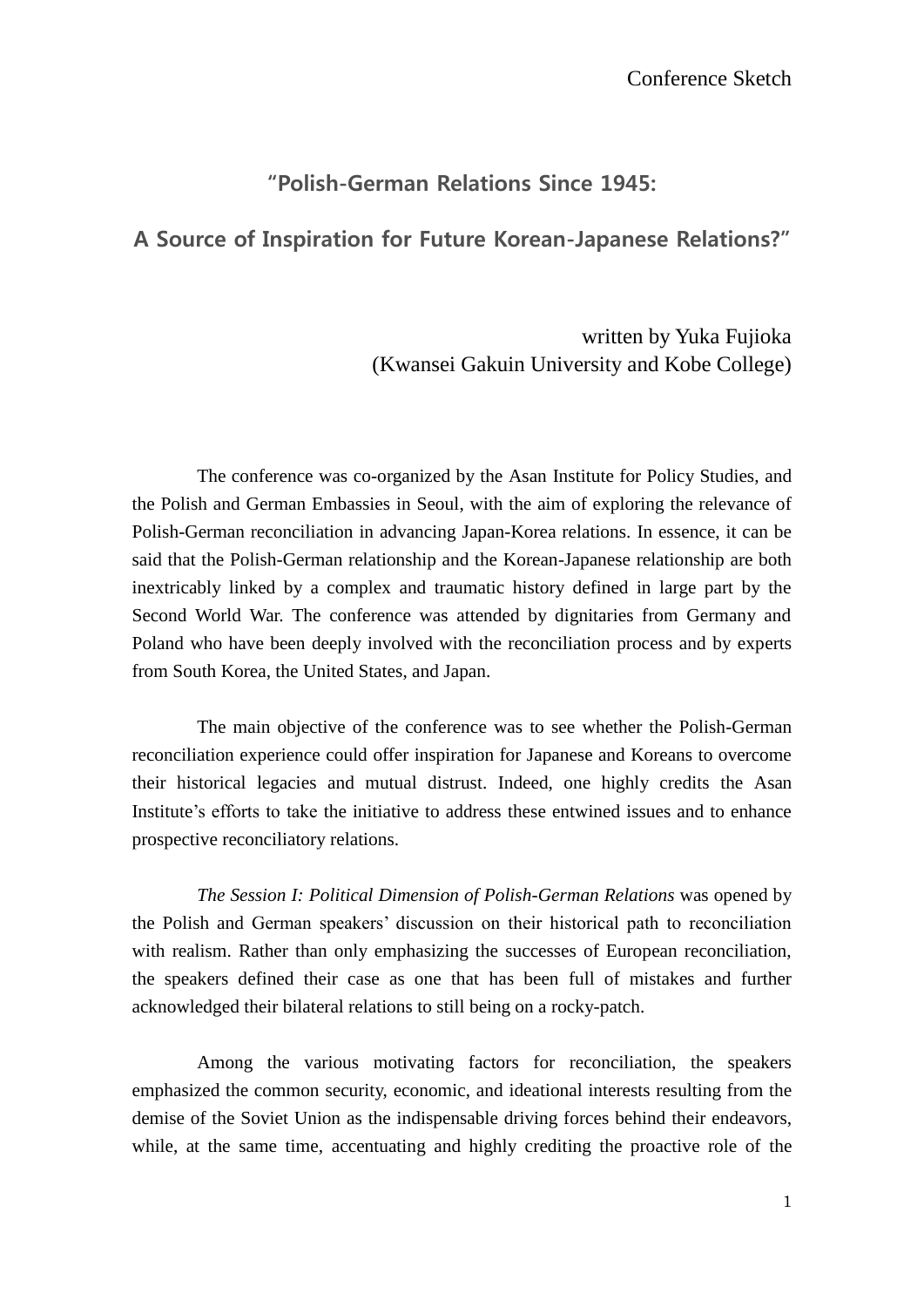Conference Sketch

# "Polish-German Relations Since 1945:

# A Source of Inspiration for Future Korean-Japanese Relations?"

written by Yuka Fujioka
(Kwansei Gakuin University and Kobe College)

The conference was co-organized by the Asan Institute for Policy Studies, and the Polish and German Embassies in Seoul, with the aim of exploring the relevance of Polish-German reconciliation in advancing Japan-Korea relations. In essence, it can be said that the Polish-German relationship and the Korean-Japanese relationship are both inextricably linked by a complex and traumatic history defined in large part by the Second World War. The conference was attended by dignitaries from Germany and Poland who have been deeply involved with the reconciliation process and by experts from South Korea, the United States, and Japan.

The main objective of the conference was to see whether the Polish-German reconciliation experience could offer inspiration for Japanese and Koreans to overcome their historical legacies and mutual distrust. Indeed, one highly credits the Asan Institute's efforts to take the initiative to address these entwined issues and to enhance prospective reconciliatory relations.

*The Session I: Political Dimension of Polish-German Relations* was opened by the Polish and German speakers' discussion on their historical path to reconciliation with realism. Rather than only emphasizing the successes of European reconciliation, the speakers defined their case as one that has been full of mistakes and further acknowledged their bilateral relations to still being on a rocky-patch.

Among the various motivating factors for reconciliation, the speakers emphasized the common security, economic, and ideational interests resulting from the demise of the Soviet Union as the indispensable driving forces behind their endeavors, while, at the same time, accentuating and highly crediting the proactive role of the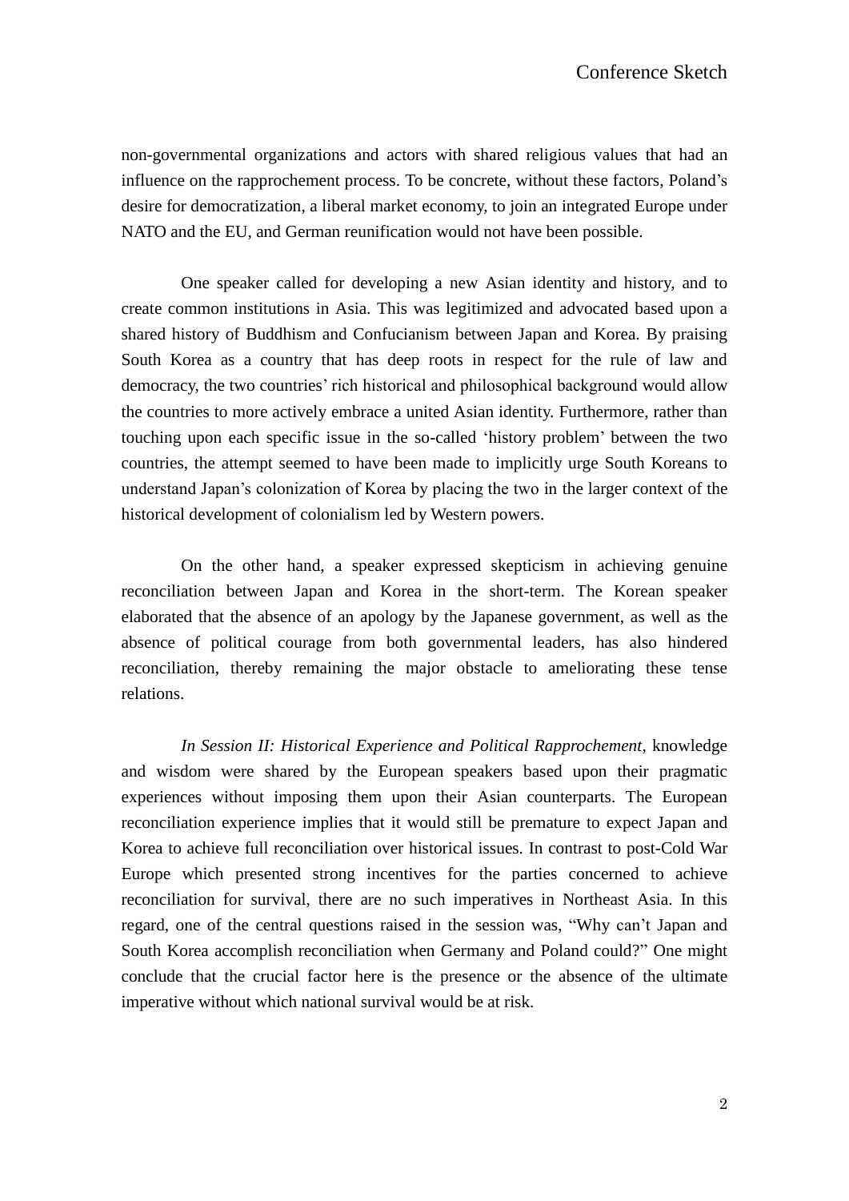non-governmental organizations and actors with shared religious values that had an influence on the rapprochement process. To be concrete, without these factors, Poland's desire for democratization, a liberal market economy, to join an integrated Europe under NATO and the EU, and German reunification would not have been possible.

One speaker called for developing a new Asian identity and history, and to create common institutions in Asia. This was legitimized and advocated based upon a shared history of Buddhism and Confucianism between Japan and Korea. By praising South Korea as a country that has deep roots in respect for the rule of law and democracy, the two countries' rich historical and philosophical background would allow the countries to more actively embrace a united Asian identity. Furthermore, rather than touching upon each specific issue in the so-called 'history problem' between the two countries, the attempt seemed to have been made to implicitly urge South Koreans to understand Japan's colonization of Korea by placing the two in the larger context of the historical development of colonialism led by Western powers.

On the other hand, a speaker expressed skepticism in achieving genuine reconciliation between Japan and Korea in the short-term. The Korean speaker elaborated that the absence of an apology by the Japanese government, as well as the absence of political courage from both governmental leaders, has also hindered reconciliation, thereby remaining the major obstacle to ameliorating these tense relations.

*In Session II: Historical Experience and Political Rapprochement*, knowledge and wisdom were shared by the European speakers based upon their pragmatic experiences without imposing them upon their Asian counterparts. The European reconciliation experience implies that it would still be premature to expect Japan and Korea to achieve full reconciliation over historical issues. In contrast to post-Cold War Europe which presented strong incentives for the parties concerned to achieve reconciliation for survival, there are no such imperatives in Northeast Asia. In this regard, one of the central questions raised in the session was, "Why can't Japan and South Korea accomplish reconciliation when Germany and Poland could?" One might conclude that the crucial factor here is the presence or the absence of the ultimate imperative without which national survival would be at risk.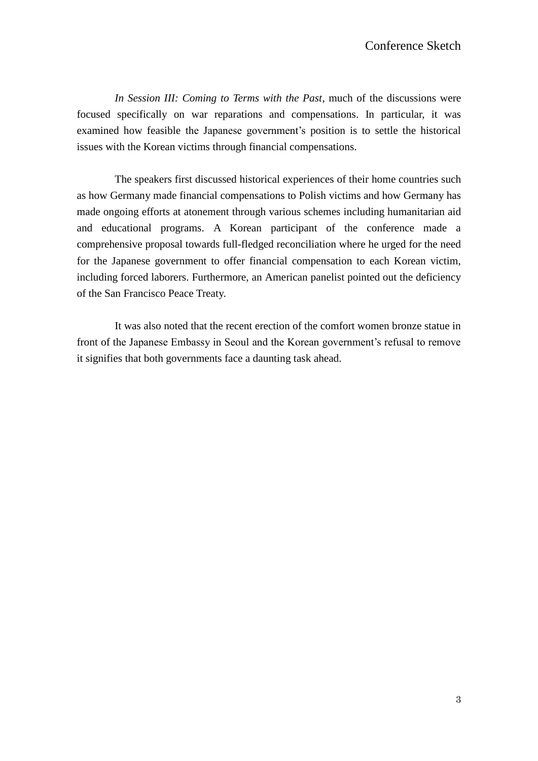*In Session III: Coming to Terms with the Past*, much of the discussions were focused specifically on war reparations and compensations. In particular, it was examined how feasible the Japanese government's position is to settle the historical issues with the Korean victims through financial compensations.

The speakers first discussed historical experiences of their home countries such as how Germany made financial compensations to Polish victims and how Germany has made ongoing efforts at atonement through various schemes including humanitarian aid and educational programs. A Korean participant of the conference made a comprehensive proposal towards full-fledged reconciliation where he urged for the need for the Japanese government to offer financial compensation to each Korean victim, including forced laborers. Furthermore, an American panelist pointed out the deficiency of the San Francisco Peace Treaty.

It was also noted that the recent erection of the comfort women bronze statue in front of the Japanese Embassy in Seoul and the Korean government's refusal to remove it signifies that both governments face a daunting task ahead.